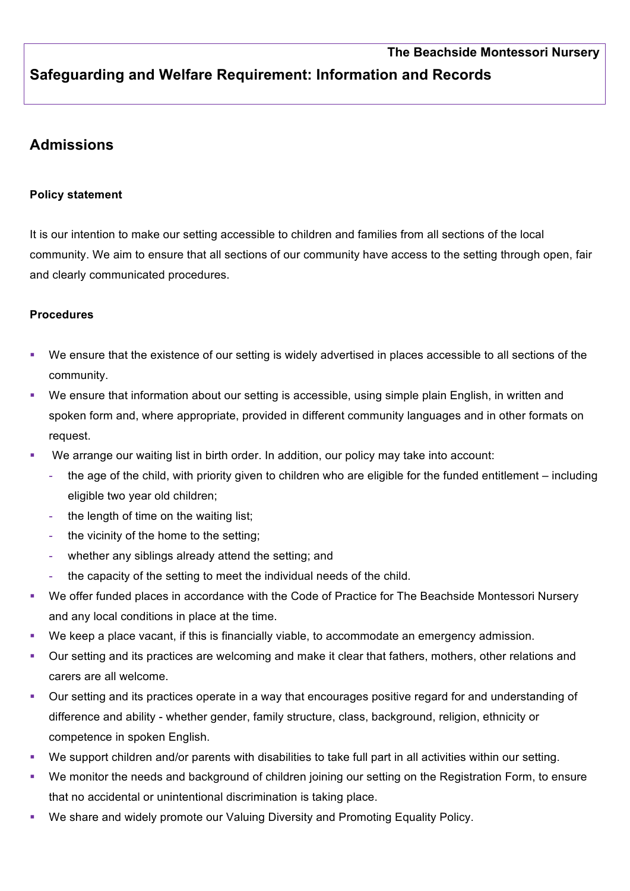The Beachside Montessori Nursery

## Safeguarding and Welfare Requirement: Information and Records

# Admissions

**Policy statement**

It is our intention to make our setting accessible to children and families from all sections of the local community. We aim to ensure that all sections of our community have access to the setting through open, fair and clearly communicated procedures.

**Procedures**

- We ensure that the existence of our setting is widely advertised in places accessible to all sections of the community.
- We ensure that information about our setting is accessible, using simple plain English, in written and spoken form and, where appropriate, provided in different community languages and in other formats on request.
- We arrange our waiting list in birth order. In addition, our policy may take into account:
  - the age of the child, with priority given to children who are eligible for the funded entitlement – including eligible two year old children;
  - the length of time on the waiting list;
  - the vicinity of the home to the setting;
  - whether any siblings already attend the setting; and
  - the capacity of the setting to meet the individual needs of the child.
- We offer funded places in accordance with the Code of Practice for The Beachside Montessori Nursery and any local conditions in place at the time.
- We keep a place vacant, if this is financially viable, to accommodate an emergency admission.
- Our setting and its practices are welcoming and make it clear that fathers, mothers, other relations and carers are all welcome.
- Our setting and its practices operate in a way that encourages positive regard for and understanding of difference and ability - whether gender, family structure, class, background, religion, ethnicity or competence in spoken English.
- We support children and/or parents with disabilities to take full part in all activities within our setting.
- We monitor the needs and background of children joining our setting on the Registration Form, to ensure that no accidental or unintentional discrimination is taking place.
- We share and widely promote our Valuing Diversity and Promoting Equality Policy.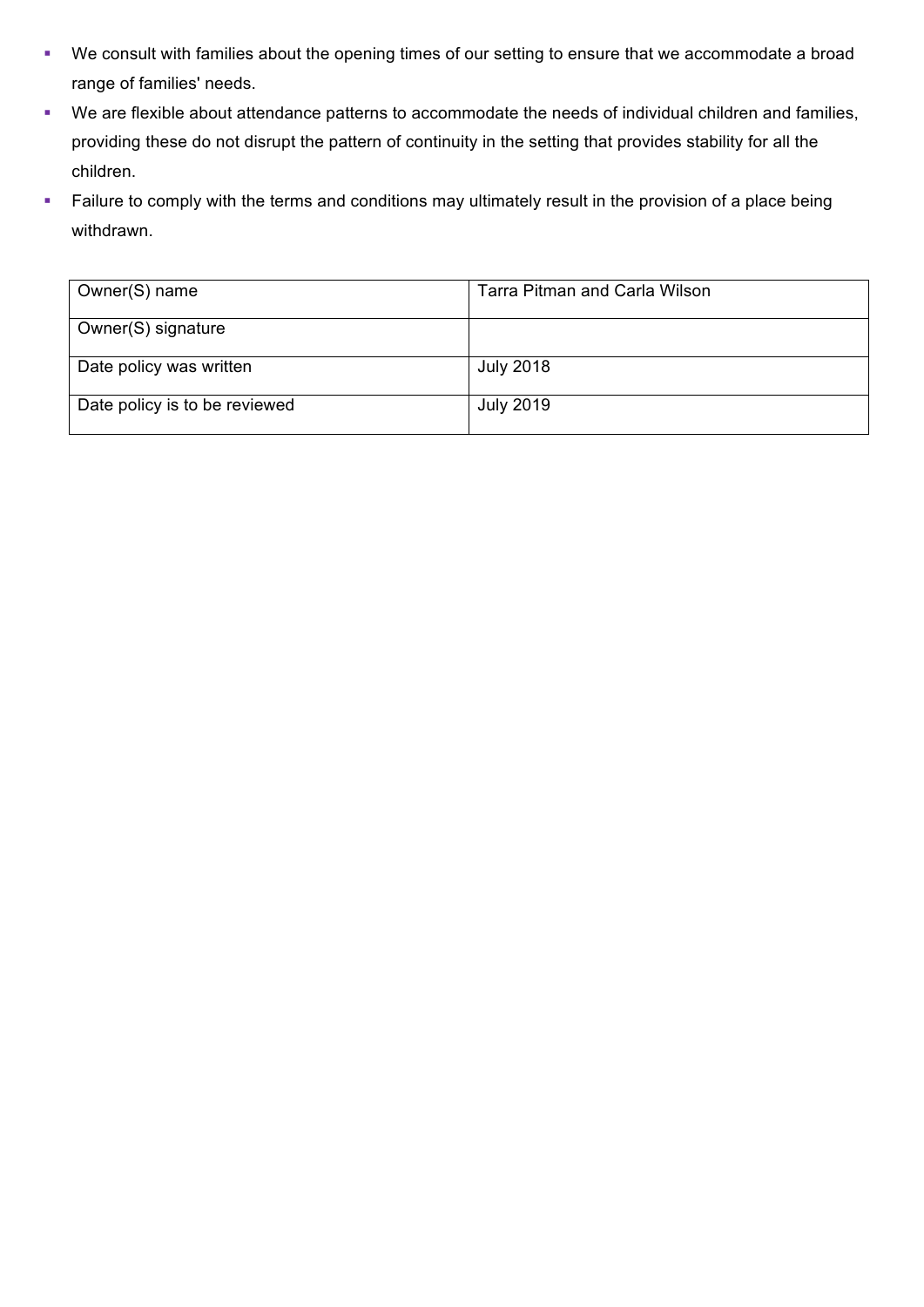- We consult with families about the opening times of our setting to ensure that we accommodate a broad range of families' needs.
- We are flexible about attendance patterns to accommodate the needs of individual children and families, providing these do not disrupt the pattern of continuity in the setting that provides stability for all the children.
- Failure to comply with the terms and conditions may ultimately result in the provision of a place being withdrawn.

| | |
|---|---|
| Owner(S) name | Tarra Pitman and Carla Wilson |
| Owner(S) signature | |
| Date policy was written | July 2018 |
| Date policy is to be reviewed | July 2019 |